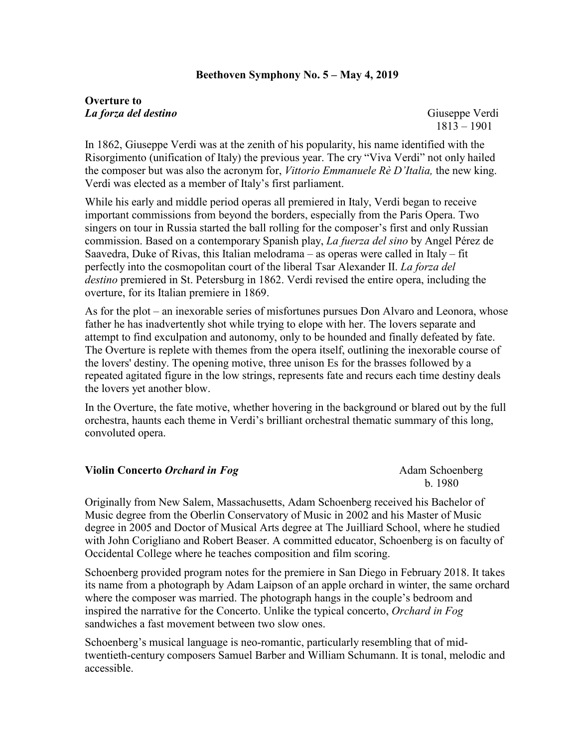**Beethoven Symphony No. 5 – May 4, 2019**

**Overture to *La forza del destino*** — Giuseppe Verdi, 1813 – 1901

In 1862, Giuseppe Verdi was at the zenith of his popularity, his name identified with the Risorgimento (unification of Italy) the previous year. The cry "Viva Verdi" not only hailed the composer but was also the acronym for, *Vittorio Emmanuele Rè D'Italia,* the new king. Verdi was elected as a member of Italy's first parliament.

While his early and middle period operas all premiered in Italy, Verdi began to receive important commissions from beyond the borders, especially from the Paris Opera. Two singers on tour in Russia started the ball rolling for the composer's first and only Russian commission. Based on a contemporary Spanish play, *La fuerza del sino* by Angel Pérez de Saavedra, Duke of Rivas, this Italian melodrama – as operas were called in Italy – fit perfectly into the cosmopolitan court of the liberal Tsar Alexander II. *La forza del destino* premiered in St. Petersburg in 1862. Verdi revised the entire opera, including the overture, for its Italian premiere in 1869.

As for the plot – an inexorable series of misfortunes pursues Don Alvaro and Leonora, whose father he has inadvertently shot while trying to elope with her. The lovers separate and attempt to find exculpation and autonomy, only to be hounded and finally defeated by fate. The Overture is replete with themes from the opera itself, outlining the inexorable course of the lovers' destiny. The opening motive, three unison Es for the brasses followed by a repeated agitated figure in the low strings, represents fate and recurs each time destiny deals the lovers yet another blow.

In the Overture, the fate motive, whether hovering in the background or blared out by the full orchestra, haunts each theme in Verdi's brilliant orchestral thematic summary of this long, convoluted opera.

**Violin Concerto *Orchard in Fog*** — Adam Schoenberg, b. 1980

Originally from New Salem, Massachusetts, Adam Schoenberg received his Bachelor of Music degree from the Oberlin Conservatory of Music in 2002 and his Master of Music degree in 2005 and Doctor of Musical Arts degree at The Juilliard School, where he studied with John Corigliano and Robert Beaser. A committed educator, Schoenberg is on faculty of Occidental College where he teaches composition and film scoring.

Schoenberg provided program notes for the premiere in San Diego in February 2018. It takes its name from a photograph by Adam Laipson of an apple orchard in winter, the same orchard where the composer was married. The photograph hangs in the couple's bedroom and inspired the narrative for the Concerto. Unlike the typical concerto, *Orchard in Fog* sandwiches a fast movement between two slow ones.

Schoenberg's musical language is neo-romantic, particularly resembling that of mid-twentieth-century composers Samuel Barber and William Schumann. It is tonal, melodic and accessible.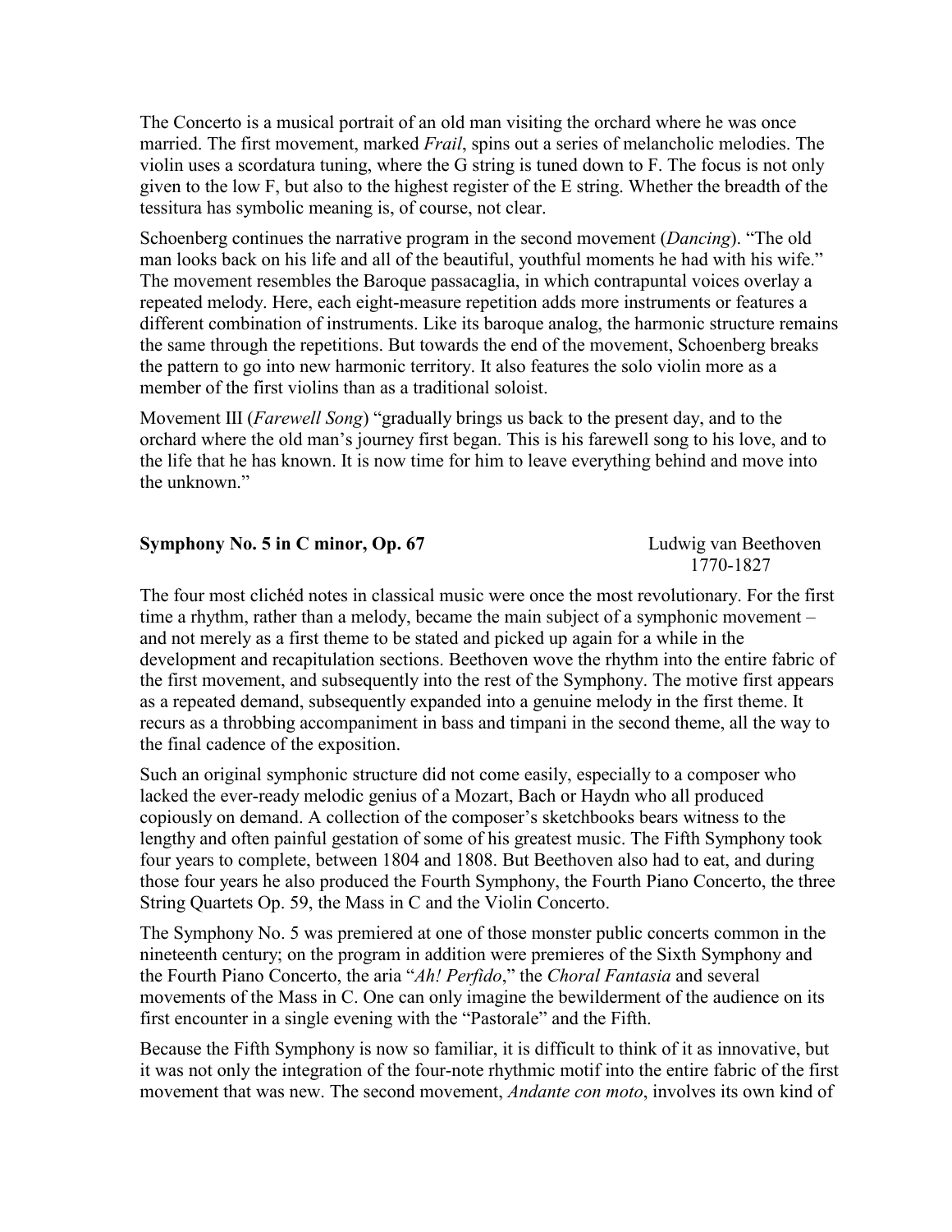The Concerto is a musical portrait of an old man visiting the orchard where he was once married. The first movement, marked *Frail*, spins out a series of melancholic melodies. The violin uses a scordatura tuning, where the G string is tuned down to F. The focus is not only given to the low F, but also to the highest register of the E string. Whether the breadth of the tessitura has symbolic meaning is, of course, not clear.

Schoenberg continues the narrative program in the second movement (*Dancing*). "The old man looks back on his life and all of the beautiful, youthful moments he had with his wife." The movement resembles the Baroque passacaglia, in which contrapuntal voices overlay a repeated melody. Here, each eight-measure repetition adds more instruments or features a different combination of instruments. Like its baroque analog, the harmonic structure remains the same through the repetitions. But towards the end of the movement, Schoenberg breaks the pattern to go into new harmonic territory. It also features the solo violin more as a member of the first violins than as a traditional soloist.

Movement III (*Farewell Song*) "gradually brings us back to the present day, and to the orchard where the old man's journey first began. This is his farewell song to his love, and to the life that he has known. It is now time for him to leave everything behind and move into the unknown."

**Symphony No. 5 in C minor, Op. 67** — Ludwig van Beethoven, 1770-1827

The four most clichéd notes in classical music were once the most revolutionary. For the first time a rhythm, rather than a melody, became the main subject of a symphonic movement – and not merely as a first theme to be stated and picked up again for a while in the development and recapitulation sections. Beethoven wove the rhythm into the entire fabric of the first movement, and subsequently into the rest of the Symphony. The motive first appears as a repeated demand, subsequently expanded into a genuine melody in the first theme. It recurs as a throbbing accompaniment in bass and timpani in the second theme, all the way to the final cadence of the exposition.

Such an original symphonic structure did not come easily, especially to a composer who lacked the ever-ready melodic genius of a Mozart, Bach or Haydn who all produced copiously on demand. A collection of the composer's sketchbooks bears witness to the lengthy and often painful gestation of some of his greatest music. The Fifth Symphony took four years to complete, between 1804 and 1808. But Beethoven also had to eat, and during those four years he also produced the Fourth Symphony, the Fourth Piano Concerto, the three String Quartets Op. 59, the Mass in C and the Violin Concerto.

The Symphony No. 5 was premiered at one of those monster public concerts common in the nineteenth century; on the program in addition were premieres of the Sixth Symphony and the Fourth Piano Concerto, the aria "*Ah! Perfido*," the *Choral Fantasia* and several movements of the Mass in C. One can only imagine the bewilderment of the audience on its first encounter in a single evening with the "Pastorale" and the Fifth.

Because the Fifth Symphony is now so familiar, it is difficult to think of it as innovative, but it was not only the integration of the four-note rhythmic motif into the entire fabric of the first movement that was new. The second movement, *Andante con moto*, involves its own kind of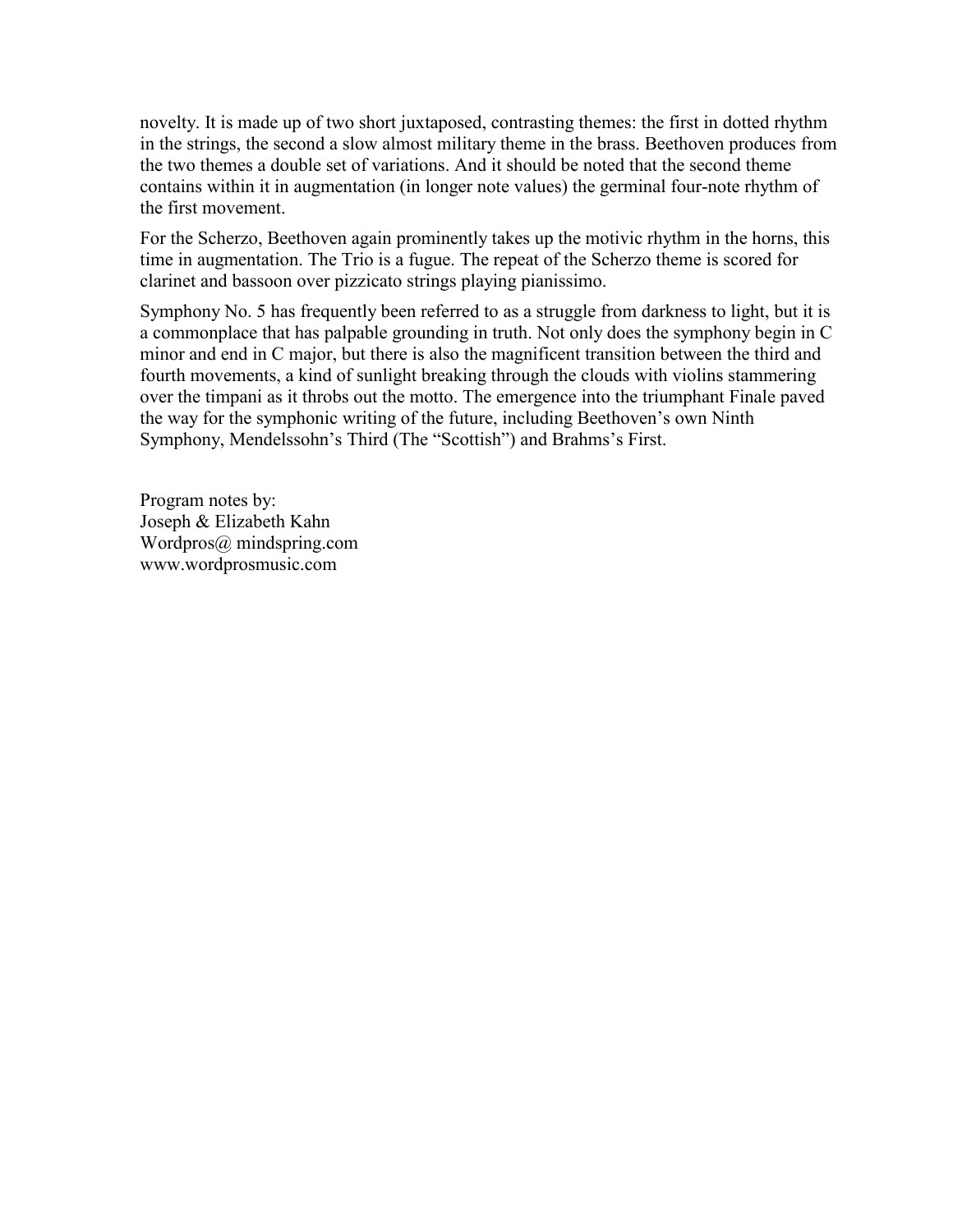novelty. It is made up of two short juxtaposed, contrasting themes: the first in dotted rhythm in the strings, the second a slow almost military theme in the brass. Beethoven produces from the two themes a double set of variations. And it should be noted that the second theme contains within it in augmentation (in longer note values) the germinal four-note rhythm of the first movement.

For the Scherzo, Beethoven again prominently takes up the motivic rhythm in the horns, this time in augmentation. The Trio is a fugue. The repeat of the Scherzo theme is scored for clarinet and bassoon over pizzicato strings playing pianissimo.

Symphony No. 5 has frequently been referred to as a struggle from darkness to light, but it is a commonplace that has palpable grounding in truth. Not only does the symphony begin in C minor and end in C major, but there is also the magnificent transition between the third and fourth movements, a kind of sunlight breaking through the clouds with violins stammering over the timpani as it throbs out the motto. The emergence into the triumphant Finale paved the way for the symphonic writing of the future, including Beethoven's own Ninth Symphony, Mendelssohn's Third (The "Scottish") and Brahms's First.

Program notes by:
Joseph & Elizabeth Kahn
Wordpros@ mindspring.com
www.wordprosmusic.com